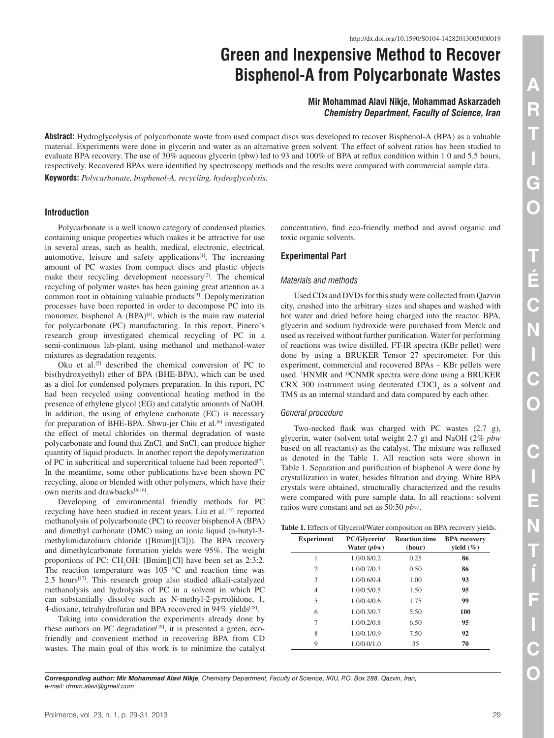http://dx.doi.org/10.1590/S0104-14282013005000019

# Green and Inexpensive Method to Recover Bisphenol-A from Polycarbonate Wastes

**Mir Mohammad Alavi Nikje, Mohammad Askarzadeh**
***Chemistry Department, Faculty of Science, Iran***

**Abstract:** Hydroglycolysis of polycarbonate waste from used compact discs was developed to recover Bisphenol-A (BPA) as a valuable material. Experiments were done in glycerin and water as an alternative green solvent. The effect of solvent ratios has been studied to evaluate BPA recovery. The use of 30% aqueous glycerin (pbw) led to 93 and 100% of BPA at reflux condition within 1.0 and 5.5 hours, respectively. Recovered BPAs were identified by spectroscopy methods and the results were compared with commercial sample data.

**Keywords:** *Polycarbonate, bisphenol-A, recycling, hydroglycolysis.*

## Introduction

Polycarbonate is a well known category of condensed plastics containing unique properties which makes it be attractive for use in several areas, such as health, medical, electronic, electrical, automotive, leisure and safety applications[1]. The increasing amount of PC wastes from compact discs and plastic objects make their recycling development necessary[2]. The chemical recycling of polymer wastes has been gaining great attention as a common root in obtaining valuable products[3]. Depolymerization processes have been reported in order to decompose PC into its monomer, bisphenol A (BPA)[4], which is the main raw material for polycarbonate (PC) manufacturing. In this report, Pinero´s research group investigated chemical recycling of PC in a semi-continuous lab-plant, using methanol and methanol-water mixtures as degradation reagents.

Oku et al.[5] described the chemical conversion of PC to bis(hydroxyethyl) ether of BPA (BHE-BPA), which can be used as a diol for condensed polymers preparation. In this report, PC had been recycled using conventional heating method in the presence of ethylene glycol (EG) and catalytic amounts of NaOH. In addition, the using of ethylene carbonate (EC) is necessary for preparation of BHE-BPA. Shwu-jer Chiu et al.[6] investigated the effect of metal chlorides on thermal degradation of waste polycarbonate and found that $ZnCl_2$ and $SnCl_2$ can produce higher quantity of liquid products. In another report the depolymerization of PC in subcritical and supercritical toluene had been reported[7]. In the meantime, some other publications have been shown PC recycling, alone or blended with other polymers, which have their own merits and drawbacks[8-16].

Developing of environmental friendly methods for PC recycling have been studied in recent years. Liu et al.[17] reported methanolysis of polycarbonate (PC) to recover bisphenol A (BPA) and dimethyl carbonate (DMC) using an ionic liquid (n-butyl-3-methylimidazolium chloride ([Bmim][Cl])). The BPA recovery and dimethylcarbonate formation yields were 95%. The weight proportions of PC: $CH_3OH$: [Bmim][Cl] have been set as 2:3:2. The reaction temperature was 105 °C and reaction time was 2.5 hours[17]. This research group also studied alkali-catalyzed methanolysis and hydrolysis of PC in a solvent in which PC can substantially dissolve such as N-methyl-2-pyrrolidone, 1, 4-dioxane, tetrahydrofuran and BPA recovered in 94% yields[18].

Taking into consideration the experiments already done by these authors on PC degradation[19], it is presented a green, eco-friendly and convenient method in recovering BPA from CD wastes. The main goal of this work is to minimize the catalyst concentration, find eco-friendly method and avoid organic and toxic organic solvents.

## Experimental Part

### *Materials and methods*

Used CDs and DVDs for this study were collected from Qazvin city, crushed into the arbitrary sizes and shapes and washed with hot water and dried before being charged into the reactor. BPA, glycerin and sodium hydroxide were purchased from Merck and used as received without further purification. Water for performing of reactions was twice distilled. FT-IR spectra (KBr pellet) were done by using a BRUKER Tensor 27 spectrometer. For this experiment, commercial and recovered BPAs – KBr pellets were used. [1]HNMR and [13]CNMR spectra were done using a BRUKER CRX 300 instrument using deuterated $CDCl_3$ as a solvent and TMS as an internal standard and data compared by each other.

### *General procedure*

Two-necked flask was charged with PC wastes (2.7 g), glycerin, water (solvent total weight 2.7 g) and NaOH (2% *pbw* based on all reactants) as the catalyst. The mixture was refluxed as denoted in the Table 1. All reaction sets were shown in Table 1. Separation and purification of bisphenol A were done by crystallization in water, besides filtration and drying. White BPA crystals were obtained, structurally characterized and the results were compared with pure sample data. In all reactions: solvent ratios were constant and set as 50:50 *pbw*.

**Table 1.** Effects of Glycerol/Water composition on BPA recovery yields.

| Experiment | PC/Glycerin/ Water (*pbw*) | Reaction time (hour) | BPA recovery yield (%) |
|---|---|---|---|
| 1 | 1.0/0.8/0.2 | 0.25 | **86** |
| 2 | 1.0/0.7/0.3 | 0.50 | **86** |
| 3 | 1.0/0.6/0.4 | 1.00 | **93** |
| 4 | 1.0/0.5/0.5 | 1.50 | **95** |
| 5 | 1.0/0.4/0.6 | 1.75 | **99** |
| 6 | 1.0/0.3/0.7 | 5.50 | **100** |
| 7 | 1.0/0.2/0.8 | 6.50 | **95** |
| 8 | 1.0/0.1/0.9 | 7.50 | **92** |
| 9 | 1.0/0.0/1.0 | 35 | **70** |

***Corresponding author:** Mir Mohammad Alavi Nikje*, *Chemistry Department, Faculty of Science, IKIU, P.O. Box 288, Qazvin, Iran, e-mail: drmm.alavi@gmail.com*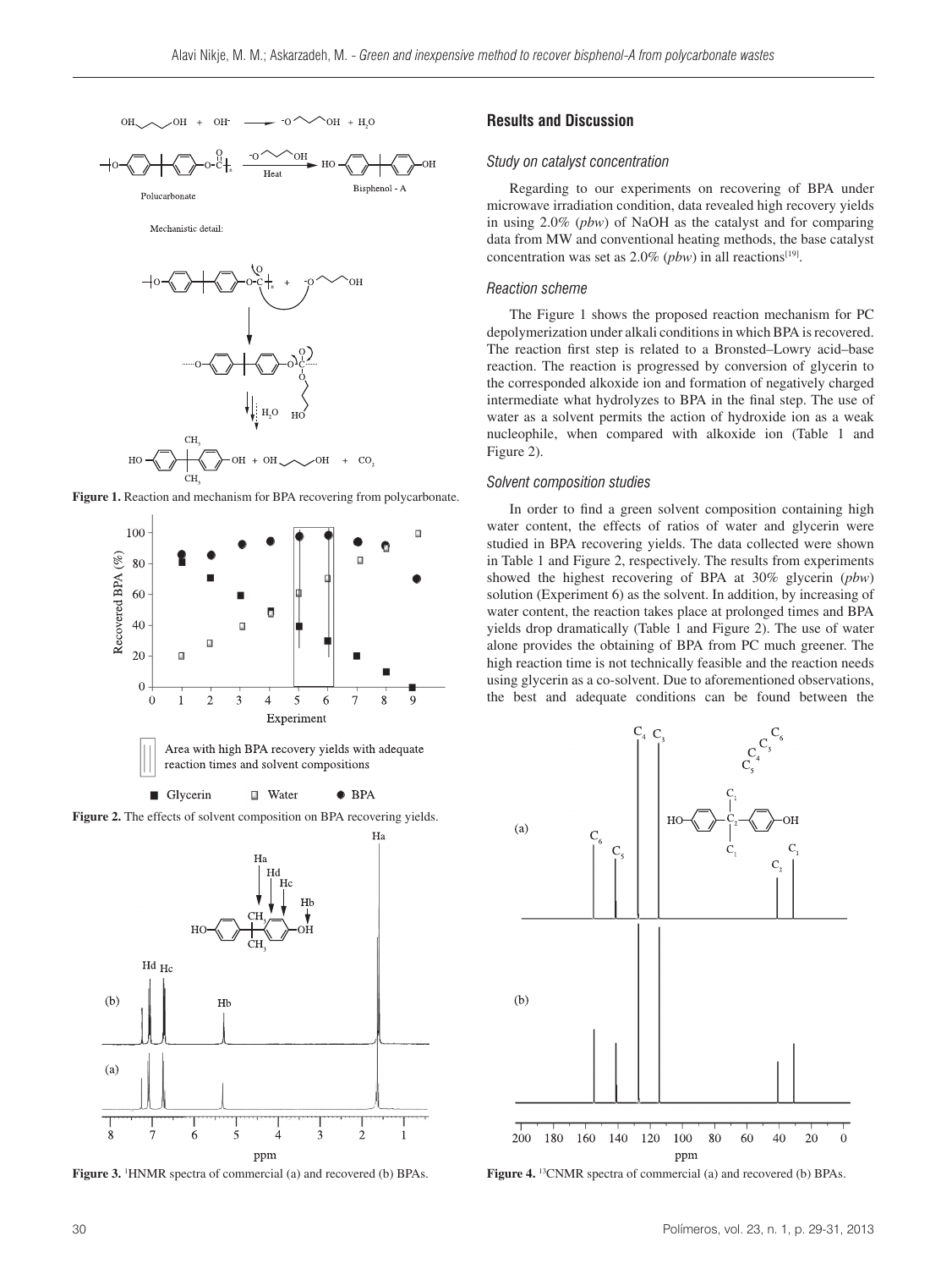Figure 1. Reaction and mechanism for BPA recovering from polycarbonate.

Figure 2. The effects of solvent composition on BPA recovering yields.

Figure 3. [1]HNMR spectra of commercial (a) and recovered (b) BPAs.

## Results and Discussion

### *Study on catalyst concentration*

Regarding to our experiments on recovering of BPA under microwave irradiation condition, data revealed high recovery yields in using 2.0% (*pbw*) of NaOH as the catalyst and for comparing data from MW and conventional heating methods, the base catalyst concentration was set as 2.0% (*pbw*) in all reactions[19].

### *Reaction scheme*

The Figure 1 shows the proposed reaction mechanism for PC depolymerization under alkali conditions in which BPA is recovered. The reaction first step is related to a Bronsted–Lowry acid–base reaction. The reaction is progressed by conversion of glycerin to the corresponded alkoxide ion and formation of negatively charged intermediate what hydrolyzes to BPA in the final step. The use of water as a solvent permits the action of hydroxide ion as a weak nucleophile, when compared with alkoxide ion (Table 1 and Figure 2).

### *Solvent composition studies*

In order to find a green solvent composition containing high water content, the effects of ratios of water and glycerin were studied in BPA recovering yields. The data collected were shown in Table 1 and Figure 2, respectively. The results from experiments showed the highest recovering of BPA at 30% glycerin (*pbw*) solution (Experiment 6) as the solvent. In addition, by increasing of water content, the reaction takes place at prolonged times and BPA yields drop dramatically (Table 1 and Figure 2). The use of water alone provides the obtaining of BPA from PC much greener. The high reaction time is not technically feasible and the reaction needs using glycerin as a co-solvent. Due to aforementioned observations, the best and adequate conditions can be found between the

Figure 4. [13]CNMR spectra of commercial (a) and recovered (b) BPAs.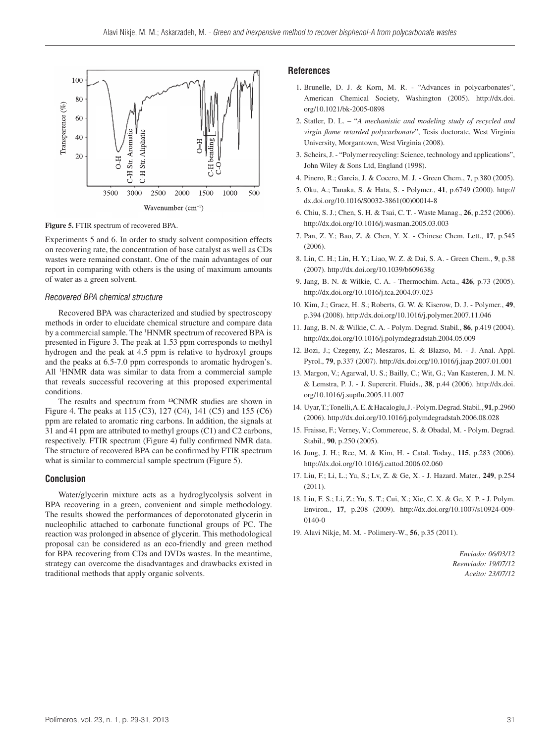100
80
60
40
20
Transparence (%)
O-H
C-H Str. Aromatic
C-H Str. Aliphatic
O=H
C-H bending
C-O
3500 3000 2500 2000 1500 1000 500
Wavenumber (cm$^{-1}$)

**Figure 5.** FTIR spectrum of recovered BPA.

Experiments 5 and 6. In order to study solvent composition effects on recovering rate, the concentration of base catalyst as well as CDs wastes were remained constant. One of the main advantages of our report in comparing with others is the using of maximum amounts of water as a green solvent.

### *Recovered BPA chemical structure*

Recovered BPA was characterized and studied by spectroscopy methods in order to elucidate chemical structure and compare data by a commercial sample. The $^{1}$HNMR spectrum of recovered BPA is presented in Figure 3. The peak at 1.53 ppm corresponds to methyl hydrogen and the peak at 4.5 ppm is relative to hydroxyl groups and the peaks at 6.5-7.0 ppm corresponds to aromatic hydrogen's. All $^{1}$HNMR data was similar to data from a commercial sample that reveals successful recovering at this proposed experimental conditions.

The results and spectrum from $^{13}$CNMR studies are shown in Figure 4. The peaks at 115 (C3), 127 (C4), 141 (C5) and 155 (C6) ppm are related to aromatic ring carbons. In addition, the signals at 31 and 41 ppm are attributed to methyl groups (C1) and C2 carbons, respectively. FTIR spectrum (Figure 4) fully confirmed NMR data. The structure of recovered BPA can be confirmed by FTIR spectrum what is similar to commercial sample spectrum (Figure 5).

## Conclusion

Water/glycerin mixture acts as a hydroglycolysis solvent in BPA recovering in a green, convenient and simple methodology. The results showed the performances of deporotonated glycerin in nucleophilic attached to carbonate functional groups of PC. The reaction was prolonged in absence of glycerin. This methodological proposal can be considered as an eco-friendly and green method for BPA recovering from CDs and DVDs wastes. In the meantime, strategy can overcome the disadvantages and drawbacks existed in traditional methods that apply organic solvents.

## References

1. Brunelle, D. J. & Korn, M. R. - "Advances in polycarbonates", American Chemical Society, Washington (2005). http://dx.doi.org/10.1021/bk-2005-0898
2. Statler, D. L. – "*A mechanistic and modeling study of recycled and virgin flame retarded polycarbonate*", Tesis doctorate, West Virginia University, Morgantown, West Virginia (2008).
3. Scheirs, J. - "Polymer recycling: Science, technology and applications", John Wiley & Sons Ltd, England (1998).
4. Pinero, R.; Garcia, J. & Cocero, M. J. - Green Chem., **7**, p.380 (2005).
5. Oku, A.; Tanaka, S. & Hata, S. - Polymer., **41**, p.6749 (2000). http://dx.doi.org/10.1016/S0032-3861(00)00014-8
6. Chiu, S. J.; Chen, S. H. & Tsai, C. T. - Waste Manag., **26**, p.252 (2006). http://dx.doi.org/10.1016/j.wasman.2005.03.003
7. Pan, Z. Y.; Bao, Z. & Chen, Y. X. - Chinese Chem. Lett., **17**, p.545 (2006).
8. Lin, C. H.; Lin, H. Y.; Liao, W. Z. & Dai, S. A. - Green Chem., **9**, p.38 (2007). http://dx.doi.org/10.1039/b609638g
9. Jang, B. N. & Wilkie, C. A. - Thermochim. Acta., **426**, p.73 (2005). http://dx.doi.org/10.1016/j.tca.2004.07.023
10. Kim, J.; Gracz, H. S.; Roberts, G. W. & Kiserow, D. J. - Polymer., **49**, p.394 (2008). http://dx.doi.org/10.1016/j.polymer.2007.11.046
11. Jang, B. N. & Wilkie, C. A. - Polym. Degrad. Stabil., **86**, p.419 (2004). http://dx.doi.org/10.1016/j.polymdegradstab.2004.05.009
12. Bozi, J.; Czegeny, Z.; Meszaros, E. & Blazso, M. - J. Anal. Appl. Pyrol., **79**, p.337 (2007). http://dx.doi.org/10.1016/j.jaap.2007.01.001
13. Margon, V.; Agarwal, U. S.; Bailly, C.; Wit, G.; Van Kasteren, J. M. N. & Lemstra, P. J. - J. Supercrit. Fluids., **38**, p.44 (2006). http://dx.doi.org/10.1016/j.supflu.2005.11.007
14. Uyar, T.; Tonelli, A. E. & Hacaloglu, J. - Polym. Degrad. Stabil., **91**, p.2960 (2006). http://dx.doi.org/10.1016/j.polymdegradstab.2006.08.028
15. Fraisse, F.; Verney, V.; Commereuc, S. & Obadal, M. - Polym. Degrad. Stabil., **90**, p.250 (2005).
16. Jung, J. H.; Ree, M. & Kim, H. - Catal. Today., **115**, p.283 (2006). http://dx.doi.org/10.1016/j.cattod.2006.02.060
17. Liu, F.; Li, L.; Yu, S.; Lv, Z. & Ge, X. - J. Hazard. Mater., **249**, p.254 (2011).
18. Liu, F. S.; Li, Z.; Yu, S. T.; Cui, X.; Xie, C. X. & Ge, X. P. - J. Polym. Environ., **17**, p.208 (2009). http://dx.doi.org/10.1007/s10924-009-0140-0
19. Alavi Nikje, M. M. - Polimery-W., **56**, p.35 (2011).

*Enviado: 06/03/12*
*Reenviado: 19/07/12*
*Aceito: 23/07/12*